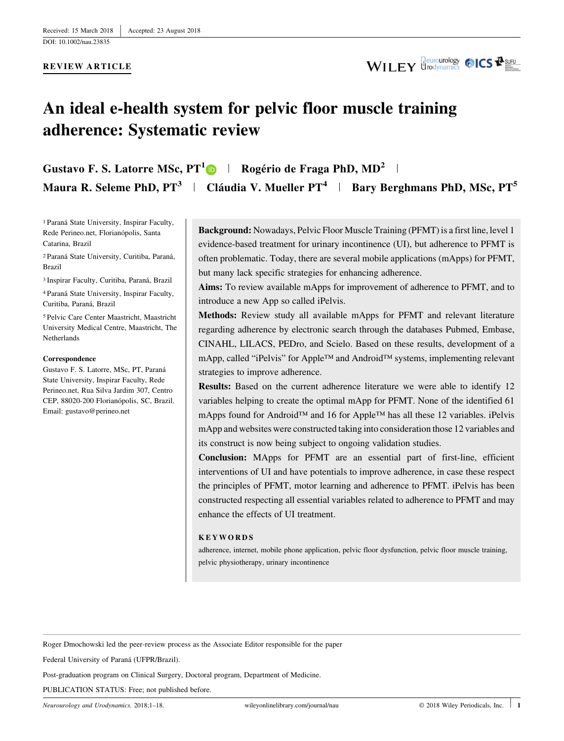Received: 15 March 2018 | Accepted: 23 August 2018

DOI: 10.1002/nau.23835

**REVIEW ARTICLE**

# An ideal e-health system for pelvic floor muscle training adherence: Systematic review

**Gustavo F. S. Latorre MSc, PT[1]** | **Rogério de Fraga PhD, MD[2]** | **Maura R. Seleme PhD, PT[3]** | **Cláudia V. Mueller PT[4]** | **Bary Berghmans PhD, MSc, PT[5]**

[1] Paraná State University, Inspirar Faculty, Rede Perineo.net, Florianópolis, Santa Catarina, Brazil

[2] Paraná State University, Curitiba, Paraná, Brazil

[3] Inspirar Faculty, Curitiba, Paraná, Brazil

[4] Paraná State University, Inspirar Faculty, Curitiba, Paraná, Brazil

[5] Pelvic Care Center Maastricht, Maastricht University Medical Centre, Maastricht, The Netherlands

**Correspondence**

Gustavo F. S. Latorre, MSc, PT, Paraná State University, Inspirar Faculty, Rede Perineo.net, Rua Silva Jardim 307, Centro CEP, 88020-200 Florianópolis, SC, Brazil.
Email: gustavo@perineo.net

**Background:** Nowadays, Pelvic Floor Muscle Training (PFMT) is a first line, level 1 evidence-based treatment for urinary incontinence (UI), but adherence to PFMT is often problematic. Today, there are several mobile applications (mApps) for PFMT, but many lack specific strategies for enhancing adherence.

**Aims:** To review available mApps for improvement of adherence to PFMT, and to introduce a new App so called iPelvis.

**Methods:** Review study all available mApps for PFMT and relevant literature regarding adherence by electronic search through the databases Pubmed, Embase, CINAHL, LILACS, PEDro, and Scielo. Based on these results, development of a mApp, called "iPelvis" for Apple™ and Android™ systems, implementing relevant strategies to improve adherence.

**Results:** Based on the current adherence literature we were able to identify 12 variables helping to create the optimal mApp for PFMT. None of the identified 61 mApps found for Android™ and 16 for Apple™ has all these 12 variables. iPelvis mApp and websites were constructed taking into consideration those 12 variables and its construct is now being subject to ongoing validation studies.

**Conclusion:** MApps for PFMT are an essential part of first-line, efficient interventions of UI and have potentials to improve adherence, in case these respect the principles of PFMT, motor learning and adherence to PFMT. iPelvis has been constructed respecting all essential variables related to adherence to PFMT and may enhance the effects of UI treatment.

**KEYWORDS**

adherence, internet, mobile phone application, pelvic floor dysfunction, pelvic floor muscle training, pelvic physiotherapy, urinary incontinence

---

Roger Dmochowski led the peer-review process as the Associate Editor responsible for the paper

Federal University of Paraná (UFPR/Brazil).

Post-graduation program on Clinical Surgery, Doctoral program, Department of Medicine.

PUBLICATION STATUS: Free; not published before.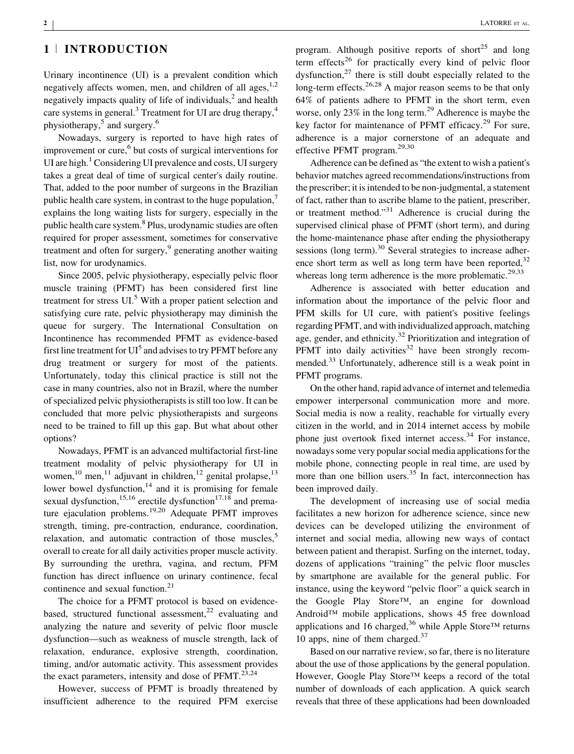## 1 | INTRODUCTION

Urinary incontinence (UI) is a prevalent condition which negatively affects women, men, and children of all ages,[1,2] negatively impacts quality of life of individuals,[2] and health care systems in general.[3] Treatment for UI are drug therapy,[4] physiotherapy,[5] and surgery.[6]

Nowadays, surgery is reported to have high rates of improvement or cure,[6] but costs of surgical interventions for UI are high.[1] Considering UI prevalence and costs, UI surgery takes a great deal of time of surgical center's daily routine. That, added to the poor number of surgeons in the Brazilian public health care system, in contrast to the huge population,[7] explains the long waiting lists for surgery, especially in the public health care system.[8] Plus, urodynamic studies are often required for proper assessment, sometimes for conservative treatment and often for surgery,[9] generating another waiting list, now for urodynamics.

Since 2005, pelvic physiotherapy, especially pelvic floor muscle training (PFMT) has been considered first line treatment for stress UI.[5] With a proper patient selection and satisfying cure rate, pelvic physiotherapy may diminish the queue for surgery. The International Consultation on Incontinence has recommended PFMT as evidence-based first line treatment for UI[5] and advises to try PFMT before any drug treatment or surgery for most of the patients. Unfortunately, today this clinical practice is still not the case in many countries, also not in Brazil, where the number of specialized pelvic physiotherapists is still too low. It can be concluded that more pelvic physiotherapists and surgeons need to be trained to fill up this gap. But what about other options?

Nowadays, PFMT is an advanced multifactorial first-line treatment modality of pelvic physiotherapy for UI in women,[10] men,[11] adjuvant in children,[12] genital prolapse,[13] lower bowel dysfunction,[14] and it is promising for female sexual dysfunction,[15,16] erectile dysfunction[17,18] and premature ejaculation problems.[19,20] Adequate PFMT improves strength, timing, pre-contraction, endurance, coordination, relaxation, and automatic contraction of those muscles,[5] overall to create for all daily activities proper muscle activity. By surrounding the urethra, vagina, and rectum, PFM function has direct influence on urinary continence, fecal continence and sexual function.[21]

The choice for a PFMT protocol is based on evidence-based, structured functional assessment,[22] evaluating and analyzing the nature and severity of pelvic floor muscle dysfunction—such as weakness of muscle strength, lack of relaxation, endurance, explosive strength, coordination, timing, and/or automatic activity. This assessment provides the exact parameters, intensity and dose of PFMT.[23,24]

However, success of PFMT is broadly threatened by insufficient adherence to the required PFM exercise program. Although positive reports of short[25] and long term effects[26] for practically every kind of pelvic floor dysfunction,[27] there is still doubt especially related to the long-term effects.[26,28] A major reason seems to be that only 64% of patients adhere to PFMT in the short term, even worse, only 23% in the long term.[29] Adherence is maybe the key factor for maintenance of PFMT efficacy.[29] For sure, adherence is a major cornerstone of an adequate and effective PFMT program.[29,30]

Adherence can be defined as "the extent to wish a patient's behavior matches agreed recommendations/instructions from the prescriber; it is intended to be non-judgmental, a statement of fact, rather than to ascribe blame to the patient, prescriber, or treatment method."[31] Adherence is crucial during the supervised clinical phase of PFMT (short term), and during the home-maintenance phase after ending the physiotherapy sessions (long term).[30] Several strategies to increase adherence short term as well as long term have been reported,[32] whereas long term adherence is the more problematic.[29,33]

Adherence is associated with better education and information about the importance of the pelvic floor and PFM skills for UI cure, with patient's positive feelings regarding PFMT, and with individualized approach, matching age, gender, and ethnicity.[32] Prioritization and integration of PFMT into daily activities[32] have been strongly recommended.[33] Unfortunately, adherence still is a weak point in PFMT programs.

On the other hand, rapid advance of internet and telemedia empower interpersonal communication more and more. Social media is now a reality, reachable for virtually every citizen in the world, and in 2014 internet access by mobile phone just overtook fixed internet access.[34] For instance, nowadays some very popular social media applications for the mobile phone, connecting people in real time, are used by more than one billion users.[35] In fact, interconnection has been improved daily.

The development of increasing use of social media facilitates a new horizon for adherence science, since new devices can be developed utilizing the environment of internet and social media, allowing new ways of contact between patient and therapist. Surfing on the internet, today, dozens of applications "training" the pelvic floor muscles by smartphone are available for the general public. For instance, using the keyword "pelvic floor" a quick search in the Google Play Store™, an engine for download Android™ mobile applications, shows 45 free download applications and 16 charged,[36] while Apple Store™ returns 10 apps, nine of them charged.[37]

Based on our narrative review, so far, there is no literature about the use of those applications by the general population. However, Google Play Store™ keeps a record of the total number of downloads of each application. A quick search reveals that three of these applications had been downloaded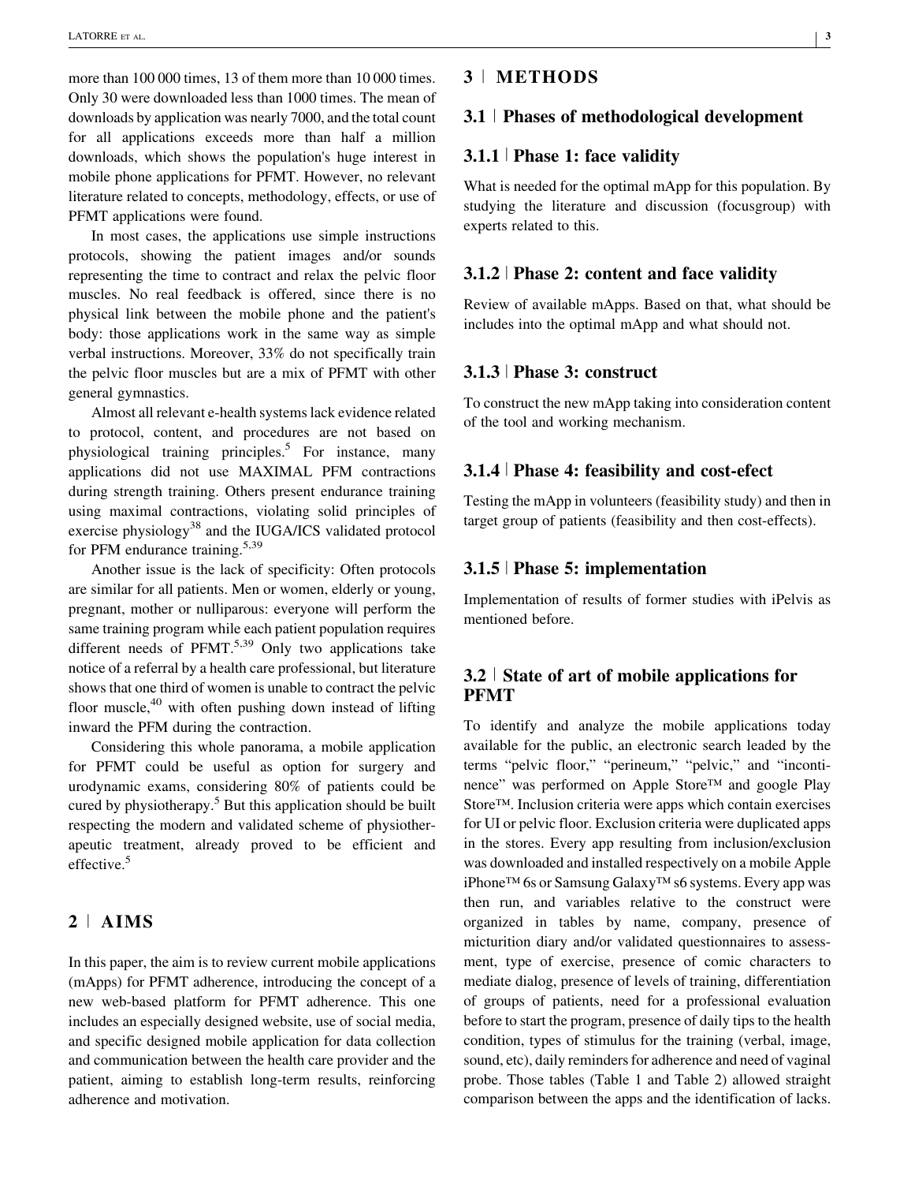more than 100 000 times, 13 of them more than 10 000 times. Only 30 were downloaded less than 1000 times. The mean of downloads by application was nearly 7000, and the total count for all applications exceeds more than half a million downloads, which shows the population's huge interest in mobile phone applications for PFMT. However, no relevant literature related to concepts, methodology, effects, or use of PFMT applications were found.

In most cases, the applications use simple instructions protocols, showing the patient images and/or sounds representing the time to contract and relax the pelvic floor muscles. No real feedback is offered, since there is no physical link between the mobile phone and the patient's body: those applications work in the same way as simple verbal instructions. Moreover, 33% do not specifically train the pelvic floor muscles but are a mix of PFMT with other general gymnastics.

Almost all relevant e-health systems lack evidence related to protocol, content, and procedures are not based on physiological training principles.[5] For instance, many applications did not use MAXIMAL PFM contractions during strength training. Others present endurance training using maximal contractions, violating solid principles of exercise physiology[38] and the IUGA/ICS validated protocol for PFM endurance training.[5,39]

Another issue is the lack of specificity: Often protocols are similar for all patients. Men or women, elderly or young, pregnant, mother or nulliparous: everyone will perform the same training program while each patient population requires different needs of PFMT.[5,39] Only two applications take notice of a referral by a health care professional, but literature shows that one third of women is unable to contract the pelvic floor muscle,[40] with often pushing down instead of lifting inward the PFM during the contraction.

Considering this whole panorama, a mobile application for PFMT could be useful as option for surgery and urodynamic exams, considering 80% of patients could be cured by physiotherapy.[5] But this application should be built respecting the modern and validated scheme of physiotherapeutic treatment, already proved to be efficient and effective.[5]

## 2 | AIMS

In this paper, the aim is to review current mobile applications (mApps) for PFMT adherence, introducing the concept of a new web-based platform for PFMT adherence. This one includes an especially designed website, use of social media, and specific designed mobile application for data collection and communication between the health care provider and the patient, aiming to establish long-term results, reinforcing adherence and motivation.

## 3 | METHODS

### 3.1 | Phases of methodological development

#### 3.1.1 | Phase 1: face validity

What is needed for the optimal mApp for this population. By studying the literature and discussion (focusgroup) with experts related to this.

#### 3.1.2 | Phase 2: content and face validity

Review of available mApps. Based on that, what should be includes into the optimal mApp and what should not.

#### 3.1.3 | Phase 3: construct

To construct the new mApp taking into consideration content of the tool and working mechanism.

#### 3.1.4 | Phase 4: feasibility and cost-efect

Testing the mApp in volunteers (feasibility study) and then in target group of patients (feasibility and then cost-effects).

#### 3.1.5 | Phase 5: implementation

Implementation of results of former studies with iPelvis as mentioned before.

### 3.2 | State of art of mobile applications for PFMT

To identify and analyze the mobile applications today available for the public, an electronic search leaded by the terms "pelvic floor," "perineum," "pelvic," and "incontinence" was performed on Apple Store™ and google Play Store™. Inclusion criteria were apps which contain exercises for UI or pelvic floor. Exclusion criteria were duplicated apps in the stores. Every app resulting from inclusion/exclusion was downloaded and installed respectively on a mobile Apple iPhone™ 6s or Samsung Galaxy™ s6 systems. Every app was then run, and variables relative to the construct were organized in tables by name, company, presence of micturition diary and/or validated questionnaires to assessment, type of exercise, presence of comic characters to mediate dialog, presence of levels of training, differentiation of groups of patients, need for a professional evaluation before to start the program, presence of daily tips to the health condition, types of stimulus for the training (verbal, image, sound, etc), daily reminders for adherence and need of vaginal probe. Those tables (Table 1 and Table 2) allowed straight comparison between the apps and the identification of lacks.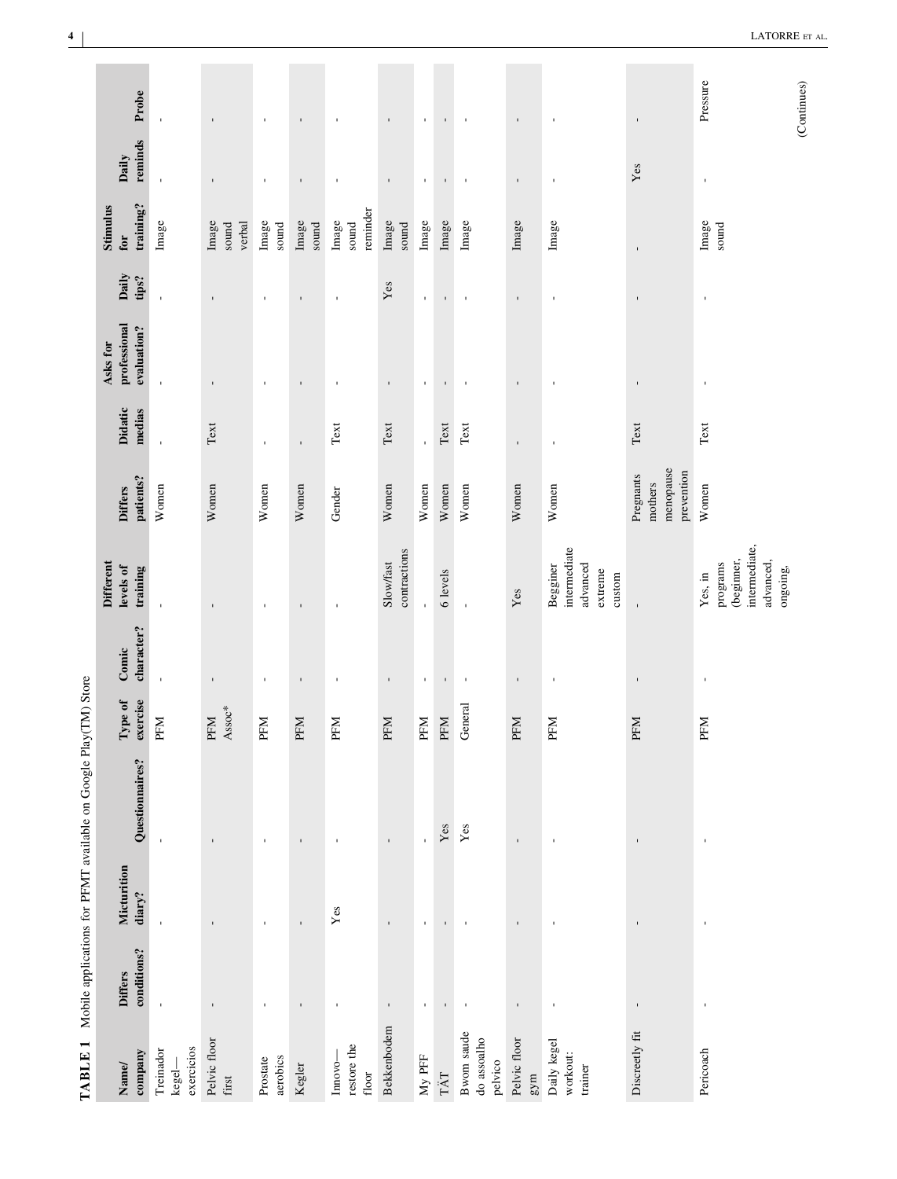**TABLE 1** Mobile applications for PFMT available on Google Play(TM) Store

| Name/ company | Differs conditions? | Micturition diary? | Questionnaires? | Type of exercise | Comic character? | Different levels of training | Differs patients? | Didatic medias | Asks for professional evaluation? | Daily tips? | Stimulus for training? | Daily reminds | Probe |
|---|---|---|---|---|---|---|---|---|---|---|---|---|---|
| Treinador kegel—exercicios | - | - | - | PFM | - | - | Women | - | - | - | Image | - | - |
| Pelvic floor first | - | - | - | PFM Assoc* | - | - | Women | Text | - | - | Image sound verbal | - | - |
| Prostate aerobics | - | - | - | PFM | - | - | Women | - | - | - | Image sound | - | - |
| Kegler | - | - | - | PFM | - | - | Women | - | - | - | Image sound | - | - |
| Innovo—restore the floor | - | Yes | - | PFM | - | - | Gender | Text | - | - | Image sound reminder | - | - |
| Bekkenbodem | - | - | - | PFM | - | Slow/fast contractions | Women | Text | - | Yes | Image sound | - | - |
| My PFF | - | - | - | PFM | - | - | Women | - | - | - | Image | - | - |
| TÄT | - | - | Yes | PFM | - | 6 levels | Women | Text | - | - | Image | - | - |
| Bwom saude do assoalho pelvico | - | - | Yes | General | - | - | Women | Text | - | - | Image | - | - |
| Pelvic floor gym | - | - | - | PFM | - | Yes | Women | - | - | - | Image | - | - |
| Daily kegel workout: trainer | - | - | - | PFM | - | Begginer intermediate advanced extreme custom | Women | - | - | - | Image | - | - |
| Discreetly fit | - | - | - | PFM | - | - | Pregnants mothers menopause prevention | Text | - | - | - | Yes | - |
| Pericoach | - | - | - | PFM | - | Yes, in programs (beginner, intermediate, advanced, ongoing, | Women | Text | - | - | Image sound | - | Pressure |

(Continues)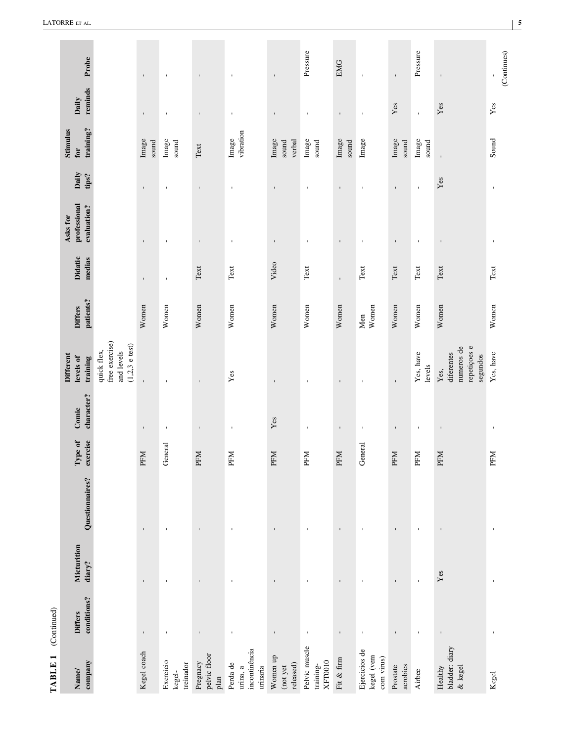**TABLE 1** (Continued)

| Name/ company | Differs conditions? | Micturition diary? | Questionnaires? | Type of exercise | Comic character? | Different levels of training | Differs patients? | Didatic medias | Asks for professional evaluation? | Daily tips? | Stimulus for training? | Daily reminds | Probe |
|---|---|---|---|---|---|---|---|---|---|---|---|---|---|
| | | | | | | quick flex, free exercise) and levels (1,2,3 e test) | | | | | | | |
| Kegel coach | - | - | - | PFM | - | - | Women | - | - | - | Image sound | - | - |
| Exercicio kegel-treinador | - | - | - | General | - | - | Women | - | - | - | Image sound | - | - |
| Pregnacy pelvic floor plan | - | - | - | PFM | - | - | Women | Text | - | - | Text | - | - |
| Perda de urina, a incontinência urinaria | - | - | - | PFM | - | Yes | Women | Text | - | - | Image vibration | - | - |
| Women up (not yet released) | - | - | - | PFM | Yes | - | Women | Video | - | - | Image sound verbal | - | - |
| Pelvic muscle training-XFT0010 | - | - | - | PFM | - | - | Women | Text | - | - | Image sound | - | Pressure |
| Fit & firm | - | - | - | PFM | - | - | Women | - | - | - | Image sound | - | EMG |
| Ejercicios de kegel (vem com virus) | - | - | - | General | - | - | Men Women | Text | - | - | Image | - | - |
| Prostate aerobics | - | - | - | PFM | - | - | Women | Text | - | - | Image sound | Yes | - |
| Airbee | - | - | - | PFM | - | Yes, have levels | Women | Text | - | - | Image sound | - | Pressure |
| Healthy bladder: diary & kegel | - | Yes | - | PFM | - | Yes, diferentes numeros de repetiçoes e segundos | Women | Text | - | Yes | - | Yes | - |
| Kegel | - | - | - | PFM | - | Yes, have | Women | Text | - | - | Sound | Yes | - |

(Continues)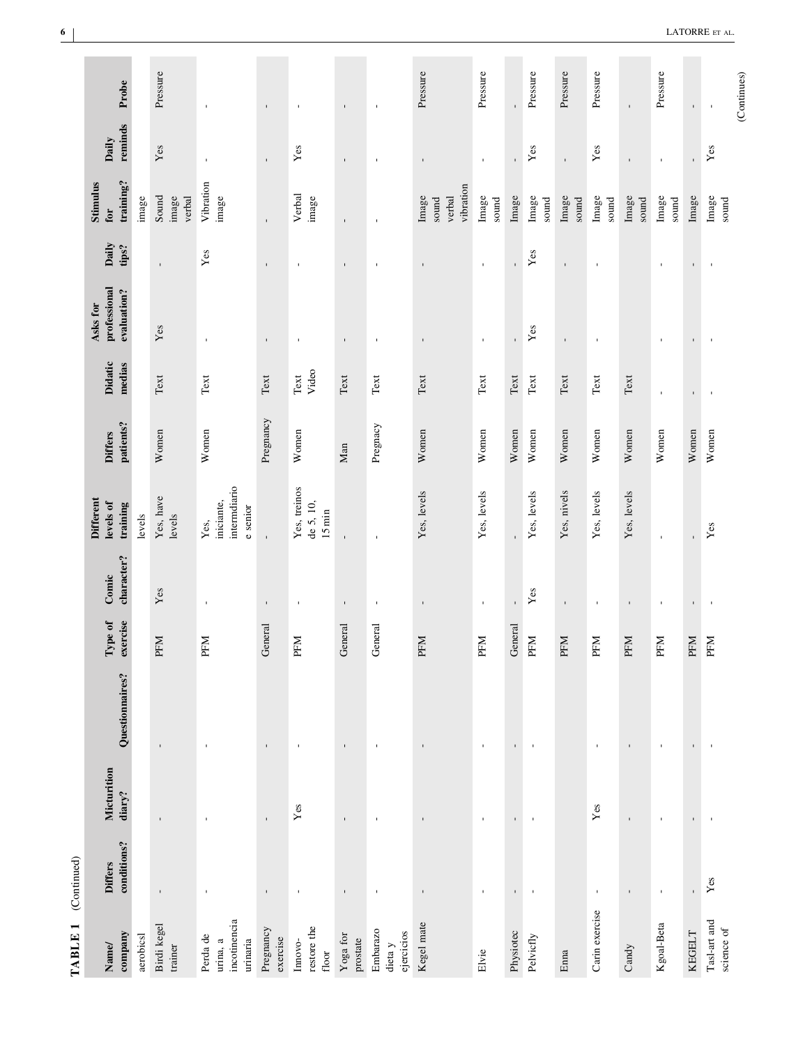**TABLE 1** (Continued)

| Name/ company | Differs conditions? | Micturition diary? | Questionnaires? | Type of exercise | Comic character? | Different levels of training | Differs patients? | Didatic medias | Asks for professional evaluation? | Daily tips? | Stimulus for training? | Daily reminds | Probe |
|---|---|---|---|---|---|---|---|---|---|---|---|---|---|
| aerobicsl | | | | | | levels | | | | | image | | |
| Birdi kegel trainer | - | - | - | PFM | Yes | Yes, have levels | Women | Text | Yes | - | Sound image verbal | Yes | Pressure |
| Perda de urina, a incotinencia urinaria | - | - | - | PFM | - | Yes, iniciante, intermdiario e senior | Women | Text | - | Yes | Vibration image | - | - |
| Pregnancy exercise | - | - | - | General | - | - | Pregnancy | Text | - | - | - | - | - |
| Innovo-restore the floor | - | Yes | - | PFM | - | Yes, treinos de 5, 10, 15 min | Women | Text Video | - | - | Verbal image | Yes | - |
| Yoga for prostate | - | - | - | General | - | - | Man | Text | - | - | - | - | - |
| Embarazo dieta y ejercicios | - | - | - | General | - | - | Pregnacy | Text | - | - | - | - | - |
| Kegel mate | - | - | - | PFM | - | Yes, levels | Women | Text | - | - | Image sound verbal vibration | - | Pressure |
| Elvie | - | - | - | PFM | - | Yes, levels | Women | Text | - | - | Image sound | - | Pressure |
| Physiotec | - | - | - | General | - | - | Women | Text | - | - | Image | - | - |
| Pelvicfly | - | - | - | PFM | Yes | Yes, levels | Women | Text | Yes | Yes | Image sound | Yes | Pressure |
| Enna | - | - | - | PFM | - | Yes, nivels | Women | Text | - | - | Image sound | - | Pressure |
| Carin exercise | - | Yes | - | PFM | - | Yes, levels | Women | Text | - | - | Image sound | Yes | Pressure |
| Candy | - | - | - | PFM | - | Yes, levels | Women | Text | - | - | Image sound | - | - |
| Kgoal-Beta | - | - | - | PFM | - | - | Women | - | - | - | Image sound | - | Pressure |
| KEGELT | - | - | - | PFM | - | - | Women | - | - | - | Image | - | - |
| Tasl-art and science of | Yes | - | - | PFM | - | Yes | Women | - | - | - | Image sound | Yes | - |

(Continues)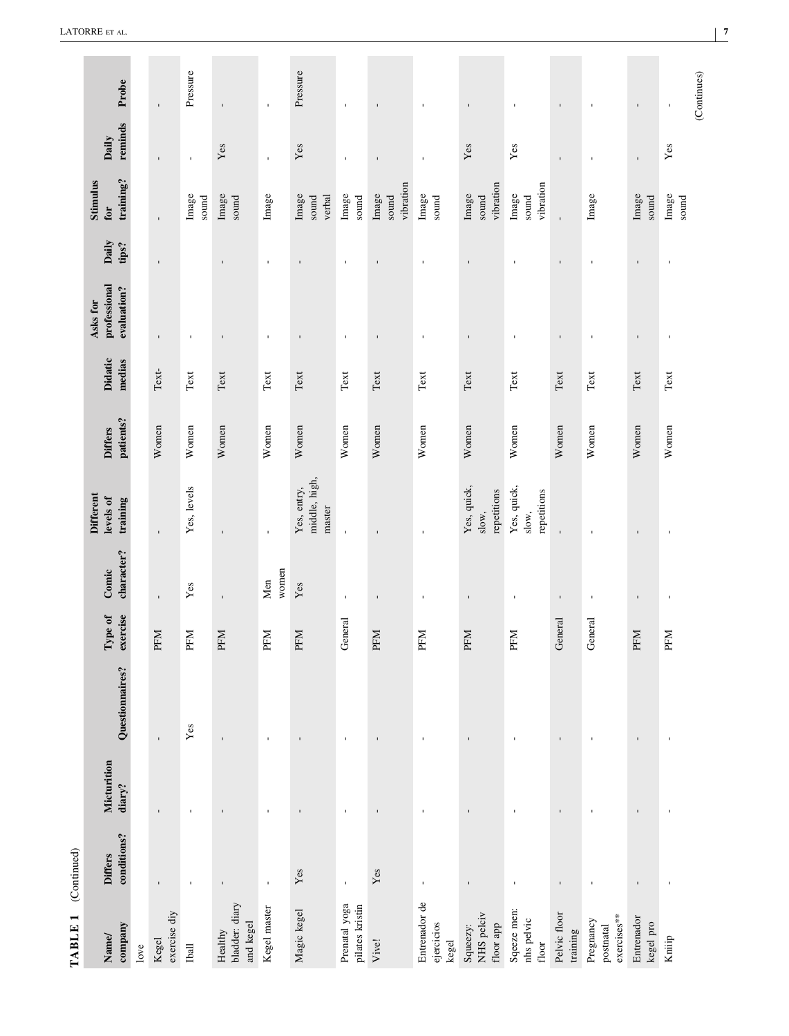**TABLE 1** (Continued)

| Name/ company | Differs conditions? | Micturition diary? | Questionnaires? | Type of exercise | Comic character? | Different levels of training | Differs patients? | Didatic medias | Asks for professional evaluation? | Daily tips? | Stimulus for training? | Daily reminds | Probe |
|---|---|---|---|---|---|---|---|---|---|---|---|---|---|
| love | | | | | | | | | | | | | |
| Kegel exercise diy | - | - | - | PFM | - | - | Women | Text- | - | - | - | - | - |
| Iball | - | - | Yes | PFM | Yes | Yes, levels | Women | Text | - | | Image sound | - | Pressure |
| Healthy bladder: diary and kegel | - | - | - | PFM | - | - | Women | Text | - | - | Image sound | Yes | - |
| Kegel master | - | - | - | PFM | Men women | - | Women | Text | - | - | Image | - | - |
| Magic kegel | Yes | - | - | PFM | Yes | Yes, entry, middle, high, master | Women | Text | - | - | Image sound verbal | Yes | Pressure |
| Prenatal yoga pilates kristin | - | - | - | General | - | - | Women | Text | - | - | Image sound | - | - |
| Vive! | Yes | - | - | PFM | - | - | Women | Text | - | - | Image sound vibration | - | - |
| Entrenador de ejercicios kegel | - | - | - | PFM | - | - | Women | Text | - | - | Image sound | - | - |
| Squeezy: NHS pelciv floor app | - | - | - | PFM | - | Yes, quick, slow, repetitions | Women | Text | - | - | Image sound vibration | Yes | - |
| Sqeeze men: nhs pelvic floor | - | - | - | PFM | - | Yes, quick, slow, repetitions | Women | Text | - | - | Image sound vibration | Yes | - |
| Pelvic floor training | - | - | - | General | - | - | Women | Text | - | - | - | - | - |
| Pregnancy postnatal exercises** | - | - | - | General | - | - | Women | Text | - | - | Image | - | - |
| Entrenador kegel pro | - | - | - | PFM | - | - | Women | Text | - | - | Image sound | - | - |
| Kniip | - | - | - | PFM | - | - | Women | Text | - | - | Image sound | Yes | - |

(Continues)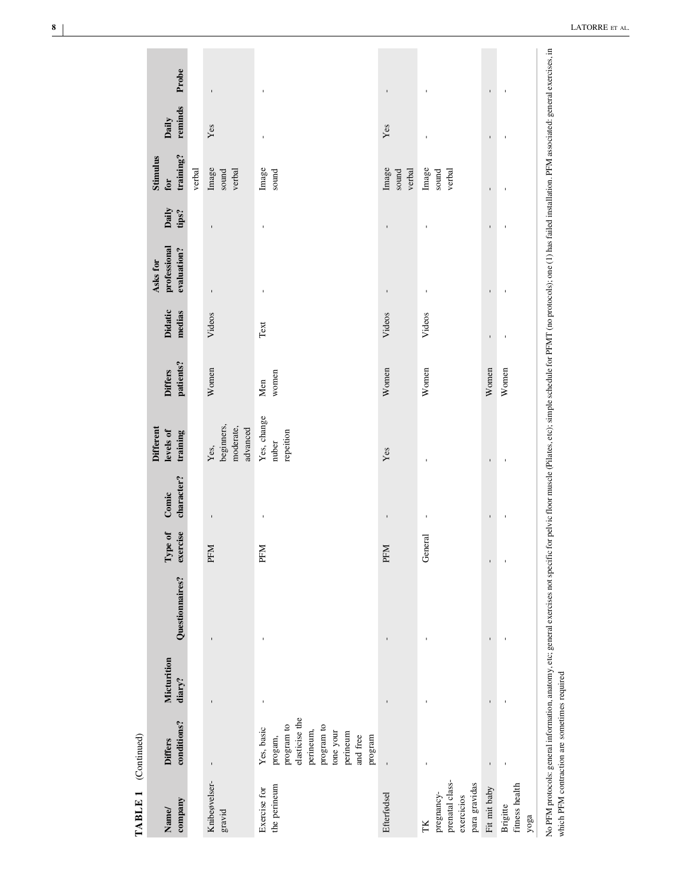**TABLE 1** (Continued)

| Name/ company | Differs conditions? | Micturition diary? | Questionnaires? | Type of exercise | Comic character? | Different levels of training | Differs patients? | Didatic medias | Asks for professional evaluation? | Daily tips? | Stimulus for training? | Daily reminds | Probe |
|---|---|---|---|---|---|---|---|---|---|---|---|---|---|
| | | | | | | | | | | | verbal | | |
| Knibøvelser-gravid | - | - | - | PFM | - | Yes, beginners, moderate, advanced | Women | Videos | - | - | Image sound verbal | Yes | - |
| Exercise for the perineum | Yes, basic progam, program to elasticise the perineum, program to tone your perineum and free program | - | - | PFM | - | Yes, change nuber repeition | Men women | Text | - | - | Image sound | - | - |
| Efterfødsel | - | - | - | PFM | - | Yes | Women | Videos | - | - | Image sound verbal | Yes | - |
| TK pregnancy-prenatal class-exercicios para gravidas | - | - | - | General | - | - | Women | Videos | - | - | Image sound verbal | - | - |
| Fit mit baby | - | - | - | - | - | - | Women | - | - | - | - | - | - |
| Brigitte fitness health yoga | - | - | - | - | - | - | Women | - | - | - | - | - | - |

No PFM protocols: general information, anatomy, etc; general exercises not specific for pelvic floor muscle (Pilates, etc); simple schedule for PFMT (no protocols); one (1) has failed installation. PFM associated: general exercises, in which PFM contraction are sometimes required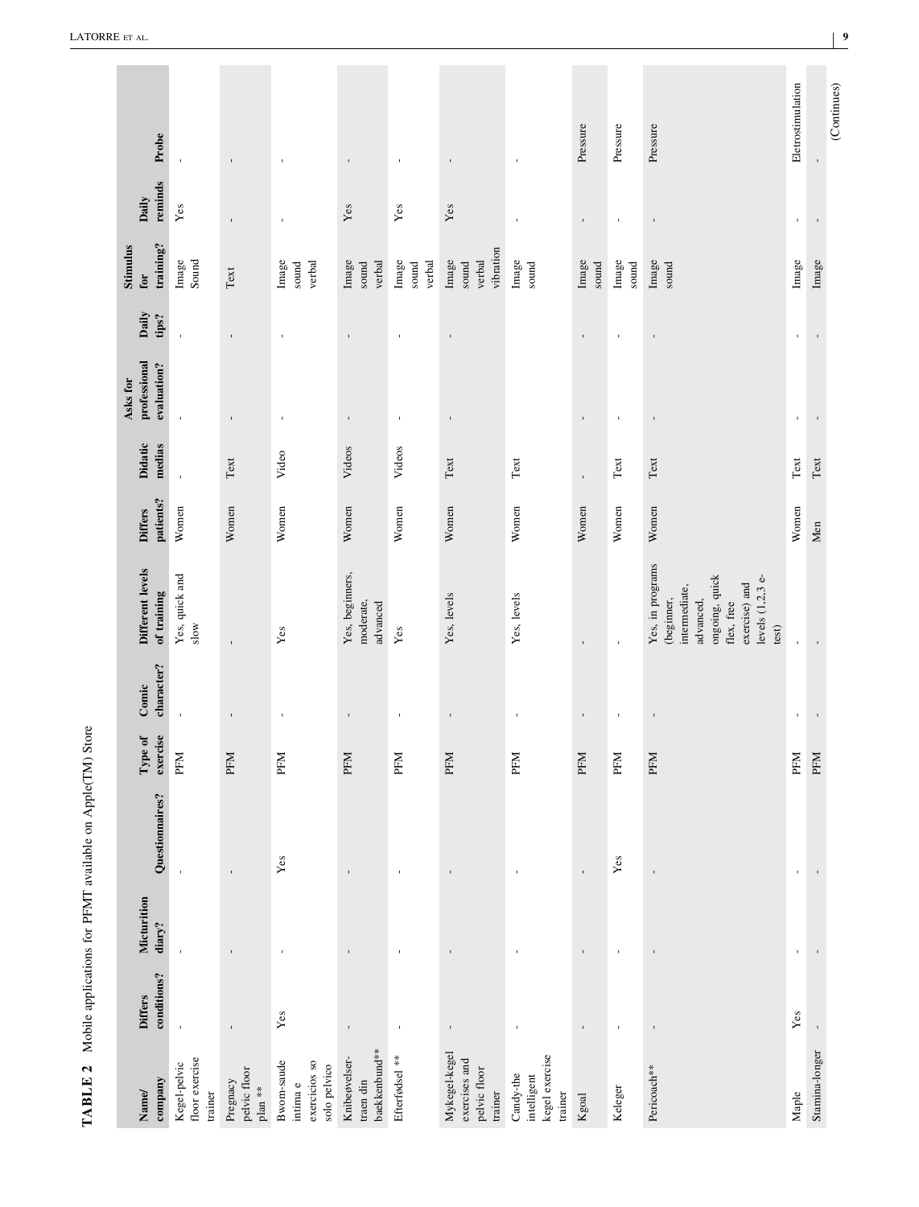**TABLE 2** Mobile applications for PFMT available on Apple(TM) Store

| Name/ company | Differs conditions? | Micturition diary? | Questionnaires? | Type of exercise | Comic character? | Different levels of training | Differs patients? | Didatic medias | Asks for professional evaluation? | Daily tips? | Stimulus for training? | Daily reminds | Probe |
|---|---|---|---|---|---|---|---|---|---|---|---|---|---|
| Kegel-pelvic floor exercise trainer | - | - | - | PFM | - | Yes, quick and slow | Women | - | - | - | Image Sound | Yes | - |
| Pregnacy pelvic floor plan ** | - | - | - | PFM | - | - | Women | Text | - | - | Text | - | - |
| Bwom-saude intima e exercicios so solo pelvico | Yes | - | Yes | PFM | - | Yes | Women | Video | - | - | Image sound verbal | - | - |
| Knibeøvelser-træn din bækkenbund** | - | - | - | PFM | - | Yes, beginners, moderate, advanced | Women | Videos | - | - | Image sound verbal | Yes | - |
| Efterfødsel ** | - | - | - | PFM | - | Yes | Women | Videos | - | - | Image sound verbal | Yes | - |
| Mykegel-kegel exercises and pelvic floor trainer | - | - | - | PFM | - | Yes, levels | Women | Text | - | - | Image sound verbal vibration | Yes | - |
| Candy-the intelligent kegel exercise trainer | - | - | - | PFM | - | Yes, levels | Women | Text | - | - | Image sound | - | - |
| Kgoal | - | - | - | PFM | - | - | Women | - | - | - | Image sound | - | Pressure |
| Keleger | - | - | Yes | PFM | - | - | Women | Text | - | - | Image sound | - | Pressure |
| Pericoach** | - | - | - | PFM | - | Yes, in programs (beginer, intermediate, advanced, ongoing, quick flex, free exercise) and levels (1,2,3 e-test) | Women | Text | - | - | Image sound | - | Pressure |
| Maple | Yes | - | - | PFM | - | - | Women | Text | - | - | Image | - | Eletrostimulation |
| Stamina-longer | - | - | - | PFM | - | - | Men | Text | - | - | Image | - | - |

(Continues)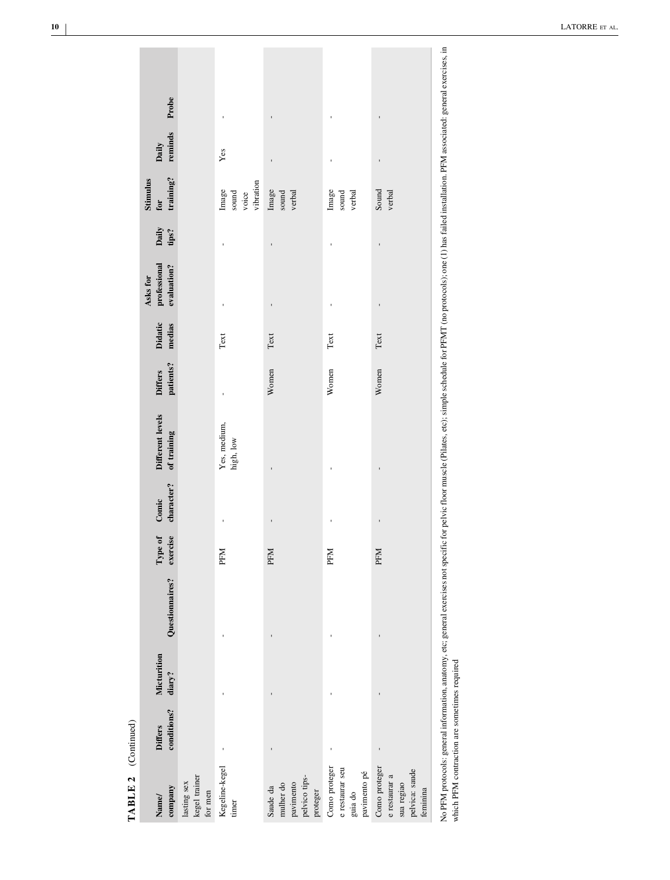**TABLE 2** (Continued)

| Name/ company | Differs conditions? | Micturition diary? | Questionnaires? | Type of exercise | Comic character? | Different levels of training | Differs patients? | Didatic medias | Asks for professional evaluation? | Daily tips? | Stimulus for training? | Daily reminds | Probe |
|---|---|---|---|---|---|---|---|---|---|---|---|---|---|
| lasting sex kegel trainer for men | | | | | | | | | | | | | |
| Kegeline-kegel timer | - | - | - | PFM | - | Yes, medium, high, low | - | Text | - | - | Image sound voice vibration | Yes | - |
| Saude da mulher do pavimento pelvico tips-proteger | - | - | - | PFM | - | - | Women | Text | - | - | Image sound verbal | - | - |
| Como proteger e restaurar seu guia do pavimento pé | - | - | - | PFM | - | - | Women | Text | - | - | Image sound verbal | - | - |
| Como proteger e restaurar a sua regiao pelvica: saude feminina | - | - | - | PFM | - | - | Women | Text | - | - | Sound verbal | - | - |

No PFM protocols: general information, anatomy, etc; general exercises not specific for pelvic floor muscle (Pilates, etc); simple schedule for PFMT (no protocols); one (1) has failed installation. PFM associated: general exercises, in which PFM contraction are sometimes required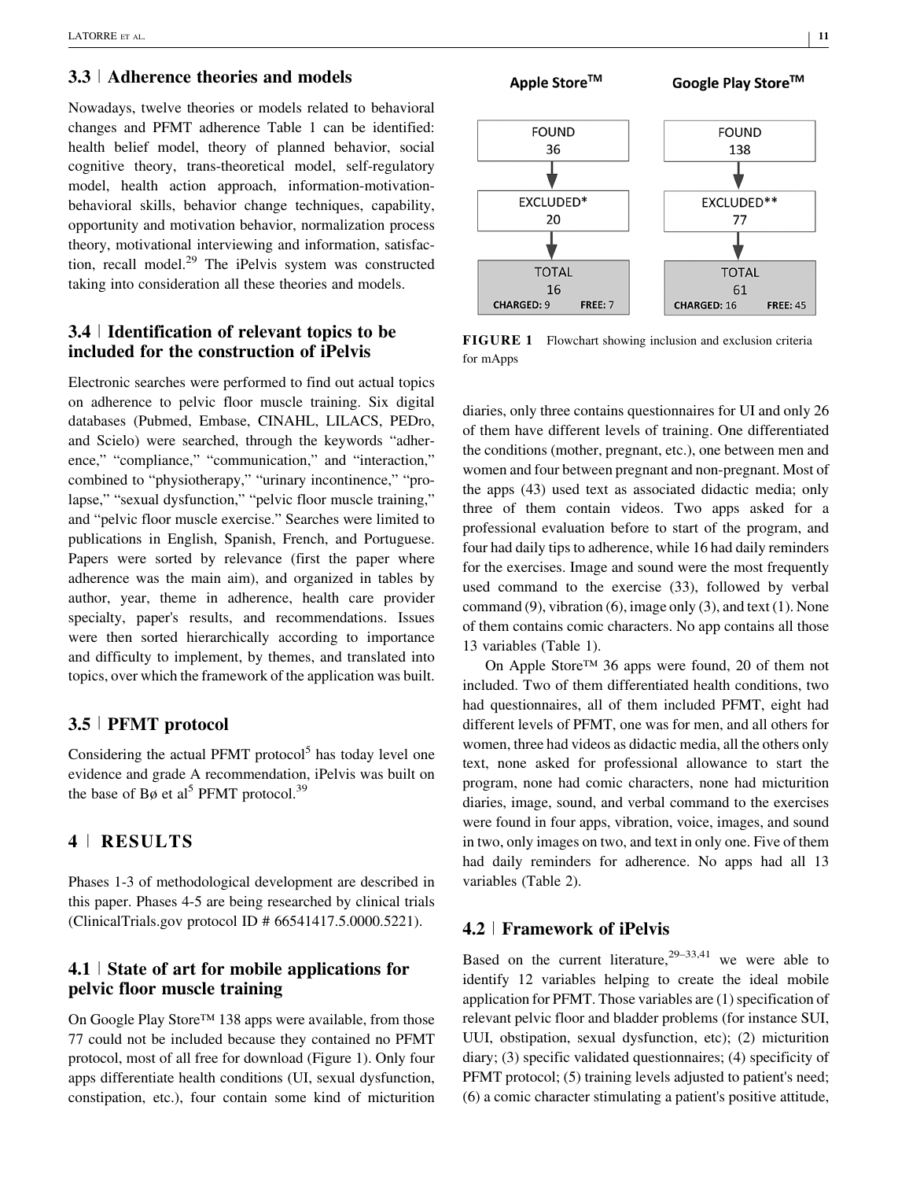## 3.3 | Adherence theories and models

Nowadays, twelve theories or models related to behavioral changes and PFMT adherence Table 1 can be identified: health belief model, theory of planned behavior, social cognitive theory, trans-theoretical model, self-regulatory model, health action approach, information-motivation-behavioral skills, behavior change techniques, capability, opportunity and motivation behavior, normalization process theory, motivational interviewing and information, satisfaction, recall model.[29] The iPelvis system was constructed taking into consideration all these theories and models.

## 3.4 | Identification of relevant topics to be included for the construction of iPelvis

Electronic searches were performed to find out actual topics on adherence to pelvic floor muscle training. Six digital databases (Pubmed, Embase, CINAHL, LILACS, PEDro, and Scielo) were searched, through the keywords "adherence," "compliance," "communication," and "interaction," combined to "physiotherapy," "urinary incontinence," "prolapse," "sexual dysfunction," "pelvic floor muscle training," and "pelvic floor muscle exercise." Searches were limited to publications in English, Spanish, French, and Portuguese. Papers were sorted by relevance (first the paper where adherence was the main aim), and organized in tables by author, year, theme in adherence, health care provider specialty, paper's results, and recommendations. Issues were then sorted hierarchically according to importance and difficulty to implement, by themes, and translated into topics, over which the framework of the application was built.

## 3.5 | PFMT protocol

Considering the actual PFMT protocol[5] has today level one evidence and grade A recommendation, iPelvis was built on the base of Bø et al[5] PFMT protocol.[39]

# 4 | RESULTS

Phases 1-3 of methodological development are described in this paper. Phases 4-5 are being researched by clinical trials (ClinicalTrials.gov protocol ID # 66541417.5.0000.5221).

## 4.1 | State of art for mobile applications for pelvic floor muscle training

On Google Play Store™ 138 apps were available, from those 77 could not be included because they contained no PFMT protocol, most of all free for download (Figure 1). Only four apps differentiate health conditions (UI, sexual dysfunction, constipation, etc.), four contain some kind of micturition

| Apple Store™ | Google Play Store™ |
|---|---|
| FOUND 36 | FOUND 138 |
| EXCLUDED* 20 | EXCLUDED** 77 |
| TOTAL 16 (CHARGED: 9, FREE: 7) | TOTAL 61 (CHARGED: 16, FREE: 45) |

**FIGURE 1** Flowchart showing inclusion and exclusion criteria for mApps

diaries, only three contains questionnaires for UI and only 26 of them have different levels of training. One differentiated the conditions (mother, pregnant, etc.), one between men and women and four between pregnant and non-pregnant. Most of the apps (43) used text as associated didactic media; only three of them contain videos. Two apps asked for a professional evaluation before to start of the program, and four had daily tips to adherence, while 16 had daily reminders for the exercises. Image and sound were the most frequently used command to the exercise (33), followed by verbal command (9), vibration (6), image only (3), and text (1). None of them contains comic characters. No app contains all those 13 variables (Table 1).

On Apple Store™ 36 apps were found, 20 of them not included. Two of them differentiated health conditions, two had questionnaires, all of them included PFMT, eight had different levels of PFMT, one was for men, and all others for women, three had videos as didactic media, all the others only text, none asked for professional allowance to start the program, none had comic characters, none had micturition diaries, image, sound, and verbal command to the exercises were found in four apps, vibration, voice, images, and sound in two, only images on two, and text in only one. Five of them had daily reminders for adherence. No apps had all 13 variables (Table 2).

## 4.2 | Framework of iPelvis

Based on the current literature,[29–33,41] we were able to identify 12 variables helping to create the ideal mobile application for PFMT. Those variables are (1) specification of relevant pelvic floor and bladder problems (for instance SUI, UUI, obstipation, sexual dysfunction, etc); (2) micturition diary; (3) specific validated questionnaires; (4) specificity of PFMT protocol; (5) training levels adjusted to patient's need; (6) a comic character stimulating a patient's positive attitude,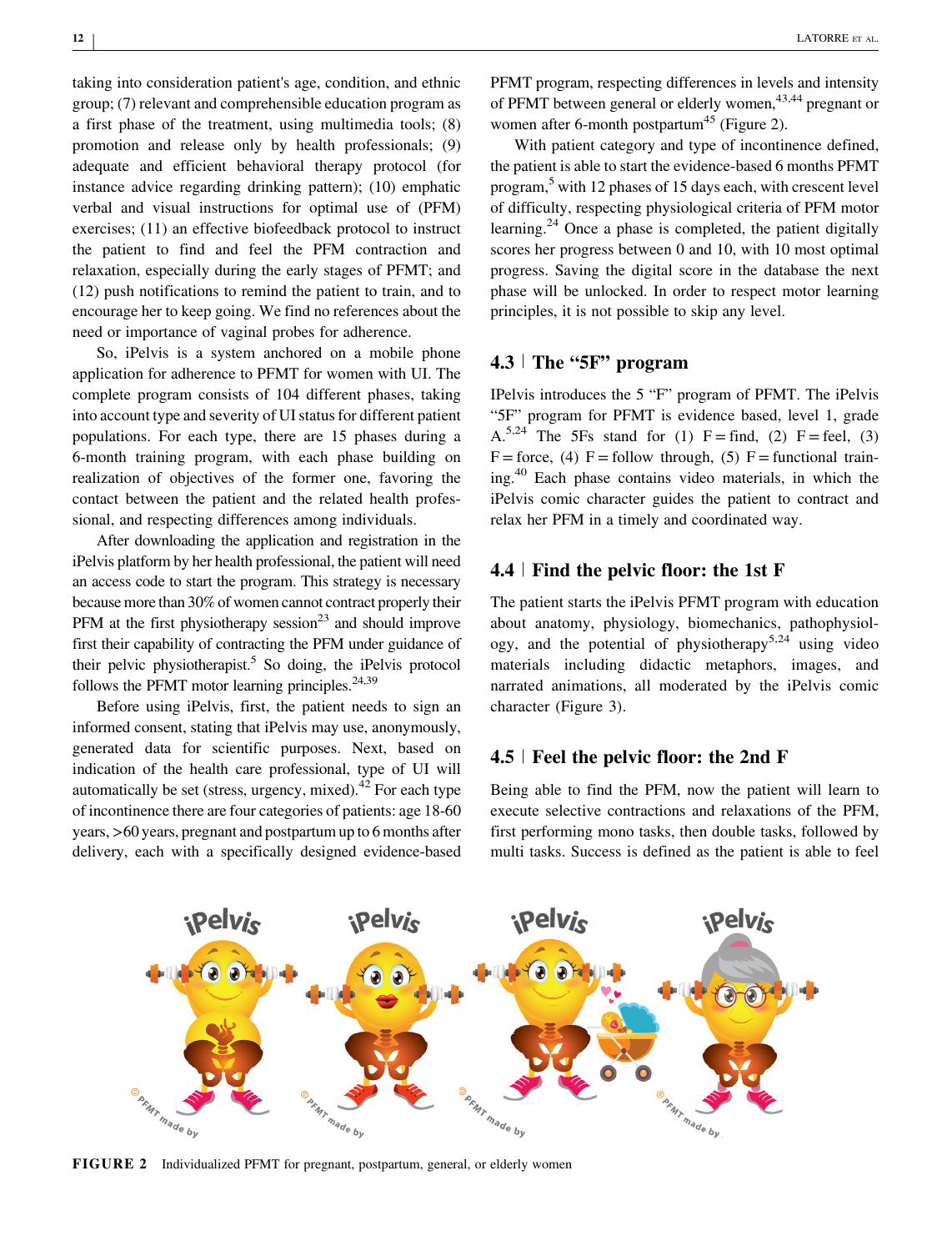taking into consideration patient's age, condition, and ethnic group; (7) relevant and comprehensible education program as a first phase of the treatment, using multimedia tools; (8) promotion and release only by health professionals; (9) adequate and efficient behavioral therapy protocol (for instance advice regarding drinking pattern); (10) emphatic verbal and visual instructions for optimal use of (PFM) exercises; (11) an effective biofeedback protocol to instruct the patient to find and feel the PFM contraction and relaxation, especially during the early stages of PFMT; and (12) push notifications to remind the patient to train, and to encourage her to keep going. We find no references about the need or importance of vaginal probes for adherence.

So, iPelvis is a system anchored on a mobile phone application for adherence to PFMT for women with UI. The complete program consists of 104 different phases, taking into account type and severity of UI status for different patient populations. For each type, there are 15 phases during a 6-month training program, with each phase building on realization of objectives of the former one, favoring the contact between the patient and the related health professional, and respecting differences among individuals.

After downloading the application and registration in the iPelvis platform by her health professional, the patient will need an access code to start the program. This strategy is necessary because more than 30% of women cannot contract properly their PFM at the first physiotherapy session[23] and should improve first their capability of contracting the PFM under guidance of their pelvic physiotherapist.[5] So doing, the iPelvis protocol follows the PFMT motor learning principles.[24,39]

Before using iPelvis, first, the patient needs to sign an informed consent, stating that iPelvis may use, anonymously, generated data for scientific purposes. Next, based on indication of the health care professional, type of UI will automatically be set (stress, urgency, mixed).[42] For each type of incontinence there are four categories of patients: age 18-60 years, >60 years, pregnant and postpartum up to 6 months after delivery, each with a specifically designed evidence-based PFMT program, respecting differences in levels and intensity of PFMT between general or elderly women,[43,44] pregnant or women after 6-month postpartum[45] (Figure 2).

With patient category and type of incontinence defined, the patient is able to start the evidence-based 6 months PFMT program,[5] with 12 phases of 15 days each, with crescent level of difficulty, respecting physiological criteria of PFM motor learning.[24] Once a phase is completed, the patient digitally scores her progress between 0 and 10, with 10 most optimal progress. Saving the digital score in the database the next phase will be unlocked. In order to respect motor learning principles, it is not possible to skip any level.

## 4.3 | The "5F" program

IPelvis introduces the 5 "F" program of PFMT. The iPelvis "5F" program for PFMT is evidence based, level 1, grade A.[5,24] The 5Fs stand for (1) F = find, (2) F = feel, (3) F = force, (4) F = follow through, (5) F = functional training.[40] Each phase contains video materials, in which the iPelvis comic character guides the patient to contract and relax her PFM in a timely and coordinated way.

## 4.4 | Find the pelvic floor: the 1st F

The patient starts the iPelvis PFMT program with education about anatomy, physiology, biomechanics, pathophysiology, and the potential of physiotherapy[5,24] using video materials including didactic metaphors, images, and narrated animations, all moderated by the iPelvis comic character (Figure 3).

## 4.5 | Feel the pelvic floor: the 2nd F

Being able to find the PFM, now the patient will learn to execute selective contractions and relaxations of the PFM, first performing mono tasks, then double tasks, followed by multi tasks. Success is defined as the patient is able to feel

**FIGURE 2** Individualized PFMT for pregnant, postpartum, general, or elderly women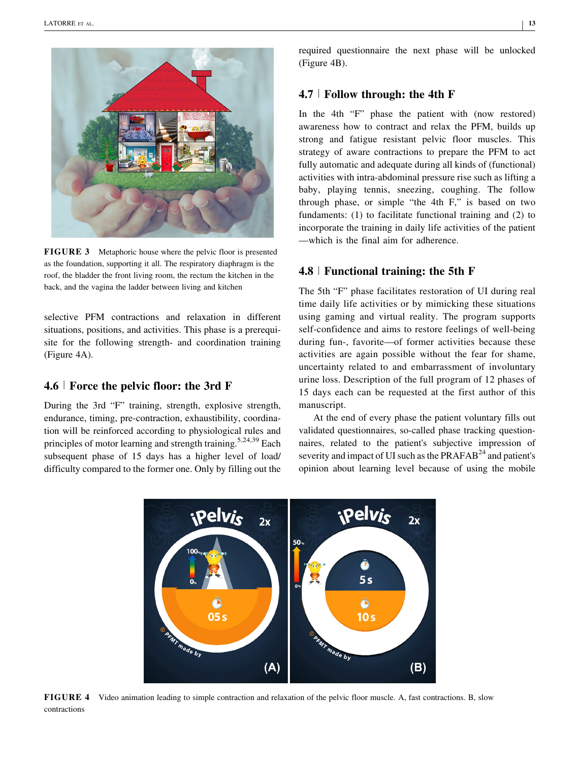FIGURE 3 Metaphoric house where the pelvic floor is presented as the foundation, supporting it all. The respiratory diaphragm is the roof, the bladder the front living room, the rectum the kitchen in the back, and the vagina the ladder between living and kitchen

selective PFM contractions and relaxation in different situations, positions, and activities. This phase is a prerequisite for the following strength- and coordination training (Figure 4A).

## 4.6 | Force the pelvic floor: the 3rd F

During the 3rd "F" training, strength, explosive strength, endurance, timing, pre-contraction, exhaustibility, coordination will be reinforced according to physiological rules and principles of motor learning and strength training.[5,24,39] Each subsequent phase of 15 days has a higher level of load/difficulty compared to the former one. Only by filling out the required questionnaire the next phase will be unlocked (Figure 4B).

## 4.7 | Follow through: the 4th F

In the 4th "F" phase the patient with (now restored) awareness how to contract and relax the PFM, builds up strong and fatigue resistant pelvic floor muscles. This strategy of aware contractions to prepare the PFM to act fully automatic and adequate during all kinds of (functional) activities with intra-abdominal pressure rise such as lifting a baby, playing tennis, sneezing, coughing. The follow through phase, or simple "the 4th F," is based on two fundaments: (1) to facilitate functional training and (2) to incorporate the training in daily life activities of the patient —which is the final aim for adherence.

## 4.8 | Functional training: the 5th F

The 5th "F" phase facilitates restoration of UI during real time daily life activities or by mimicking these situations using gaming and virtual reality. The program supports self-confidence and aims to restore feelings of well-being during fun-, favorite—of former activities because these activities are again possible without the fear for shame, uncertainty related to and embarrassment of involuntary urine loss. Description of the full program of 12 phases of 15 days each can be requested at the first author of this manuscript.

At the end of every phase the patient voluntary fills out validated questionnaires, so-called phase tracking questionnaires, related to the patient's subjective impression of severity and impact of UI such as the PRAFAB[24] and patient's opinion about learning level because of using the mobile

FIGURE 4 Video animation leading to simple contraction and relaxation of the pelvic floor muscle. A, fast contractions. B, slow contractions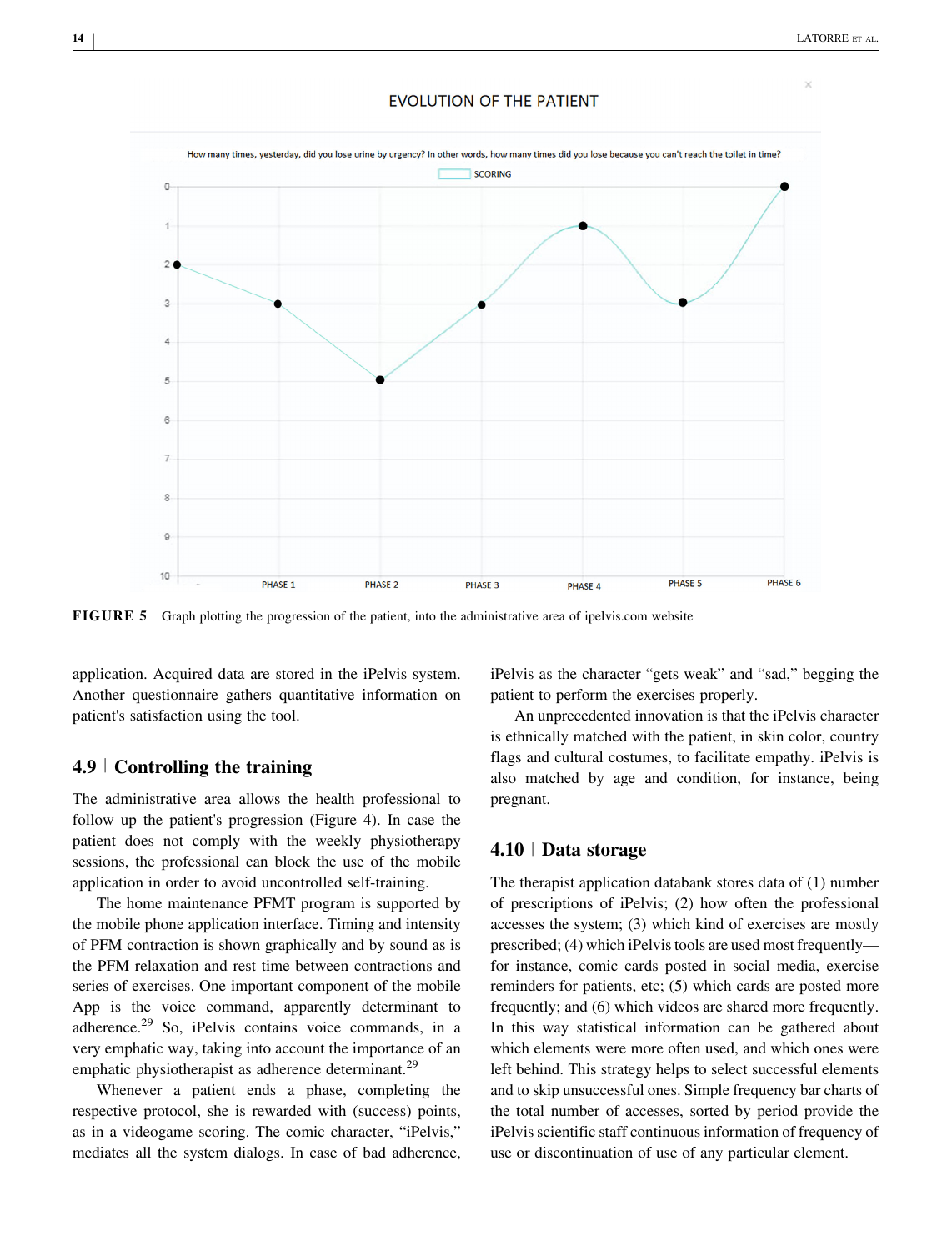FIGURE 5 Graph plotting the progression of the patient, into the administrative area of ipelvis.com website

application. Acquired data are stored in the iPelvis system. Another questionnaire gathers quantitative information on patient's satisfaction using the tool.

## 4.9 | Controlling the training

The administrative area allows the health professional to follow up the patient's progression (Figure 4). In case the patient does not comply with the weekly physiotherapy sessions, the professional can block the use of the mobile application in order to avoid uncontrolled self-training.

The home maintenance PFMT program is supported by the mobile phone application interface. Timing and intensity of PFM contraction is shown graphically and by sound as is the PFM relaxation and rest time between contractions and series of exercises. One important component of the mobile App is the voice command, apparently determinant to adherence.[29] So, iPelvis contains voice commands, in a very emphatic way, taking into account the importance of an emphatic physiotherapist as adherence determinant.[29]

Whenever a patient ends a phase, completing the respective protocol, she is rewarded with (success) points, as in a videogame scoring. The comic character, "iPelvis," mediates all the system dialogs. In case of bad adherence, iPelvis as the character "gets weak" and "sad," begging the patient to perform the exercises properly.

An unprecedented innovation is that the iPelvis character is ethnically matched with the patient, in skin color, country flags and cultural costumes, to facilitate empathy. iPelvis is also matched by age and condition, for instance, being pregnant.

## 4.10 | Data storage

The therapist application databank stores data of (1) number of prescriptions of iPelvis; (2) how often the professional accesses the system; (3) which kind of exercises are mostly prescribed; (4) which iPelvis tools are used most frequently—for instance, comic cards posted in social media, exercise reminders for patients, etc; (5) which cards are posted more frequently; and (6) which videos are shared more frequently. In this way statistical information can be gathered about which elements were more often used, and which ones were left behind. This strategy helps to select successful elements and to skip unsuccessful ones. Simple frequency bar charts of the total number of accesses, sorted by period provide the iPelvis scientific staff continuous information of frequency of use or discontinuation of use of any particular element.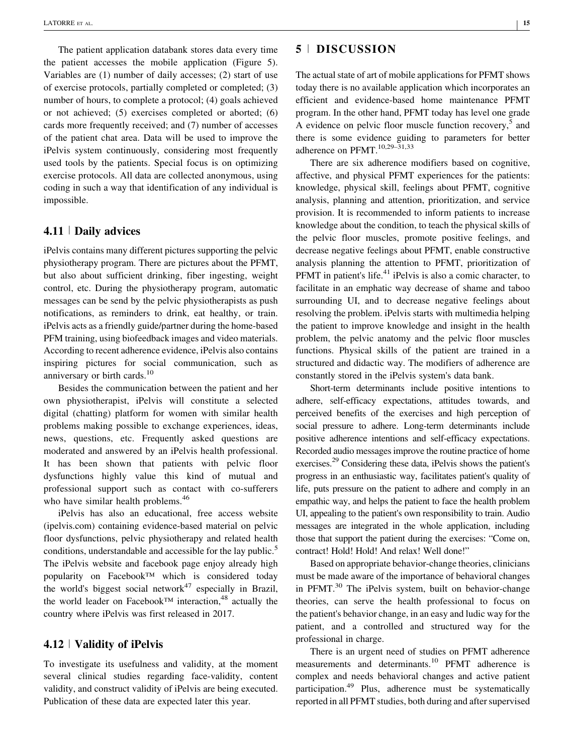The patient application databank stores data every time the patient accesses the mobile application (Figure 5). Variables are (1) number of daily accesses; (2) start of use of exercise protocols, partially completed or completed; (3) number of hours, to complete a protocol; (4) goals achieved or not achieved; (5) exercises completed or aborted; (6) cards more frequently received; and (7) number of accesses of the patient chat area. Data will be used to improve the iPelvis system continuously, considering most frequently used tools by the patients. Special focus is on optimizing exercise protocols. All data are collected anonymous, using coding in such a way that identification of any individual is impossible.

### 4.11 | Daily advices

iPelvis contains many different pictures supporting the pelvic physiotherapy program. There are pictures about the PFMT, but also about sufficient drinking, fiber ingesting, weight control, etc. During the physiotherapy program, automatic messages can be send by the pelvic physiotherapists as push notifications, as reminders to drink, eat healthy, or train. iPelvis acts as a friendly guide/partner during the home-based PFM training, using biofeedback images and video materials. According to recent adherence evidence, iPelvis also contains inspiring pictures for social communication, such as anniversary or birth cards.[10]

Besides the communication between the patient and her own physiotherapist, iPelvis will constitute a selected digital (chatting) platform for women with similar health problems making possible to exchange experiences, ideas, news, questions, etc. Frequently asked questions are moderated and answered by an iPelvis health professional. It has been shown that patients with pelvic floor dysfunctions highly value this kind of mutual and professional support such as contact with co-sufferers who have similar health problems.[46]

iPelvis has also an educational, free access website (ipelvis.com) containing evidence-based material on pelvic floor dysfunctions, pelvic physiotherapy and related health conditions, understandable and accessible for the lay public.[5] The iPelvis website and facebook page enjoy already high popularity on Facebook™ which is considered today the world's biggest social network[47] especially in Brazil, the world leader on Facebook™ interaction,[48] actually the country where iPelvis was first released in 2017.

### 4.12 | Validity of iPelvis

To investigate its usefulness and validity, at the moment several clinical studies regarding face-validity, content validity, and construct validity of iPelvis are being executed. Publication of these data are expected later this year.

## 5 | DISCUSSION

The actual state of art of mobile applications for PFMT shows today there is no available application which incorporates an efficient and evidence-based home maintenance PFMT program. In the other hand, PFMT today has level one grade A evidence on pelvic floor muscle function recovery,[5] and there is some evidence guiding to parameters for better adherence on PFMT.[10,29–31,33]

There are six adherence modifiers based on cognitive, affective, and physical PFMT experiences for the patients: knowledge, physical skill, feelings about PFMT, cognitive analysis, planning and attention, prioritization, and service provision. It is recommended to inform patients to increase knowledge about the condition, to teach the physical skills of the pelvic floor muscles, promote positive feelings, and decrease negative feelings about PFMT, enable constructive analysis planning the attention to PFMT, prioritization of PFMT in patient's life.[41] iPelvis is also a comic character, to facilitate in an emphatic way decrease of shame and taboo surrounding UI, and to decrease negative feelings about resolving the problem. iPelvis starts with multimedia helping the patient to improve knowledge and insight in the health problem, the pelvic anatomy and the pelvic floor muscles functions. Physical skills of the patient are trained in a structured and didactic way. The modifiers of adherence are constantly stored in the iPelvis system's data bank.

Short-term determinants include positive intentions to adhere, self-efficacy expectations, attitudes towards, and perceived benefits of the exercises and high perception of social pressure to adhere. Long-term determinants include positive adherence intentions and self-efficacy expectations. Recorded audio messages improve the routine practice of home exercises.[29] Considering these data, iPelvis shows the patient's progress in an enthusiastic way, facilitates patient's quality of life, puts pressure on the patient to adhere and comply in an empathic way, and helps the patient to face the health problem UI, appealing to the patient's own responsibility to train. Audio messages are integrated in the whole application, including those that support the patient during the exercises: "Come on, contract! Hold! Hold! And relax! Well done!"

Based on appropriate behavior-change theories, clinicians must be made aware of the importance of behavioral changes in PFMT.[30] The iPelvis system, built on behavior-change theories, can serve the health professional to focus on the patient's behavior change, in an easy and ludic way for the patient, and a controlled and structured way for the professional in charge.

There is an urgent need of studies on PFMT adherence measurements and determinants.[10] PFMT adherence is complex and needs behavioral changes and active patient participation.[49] Plus, adherence must be systematically reported in all PFMT studies, both during and after supervised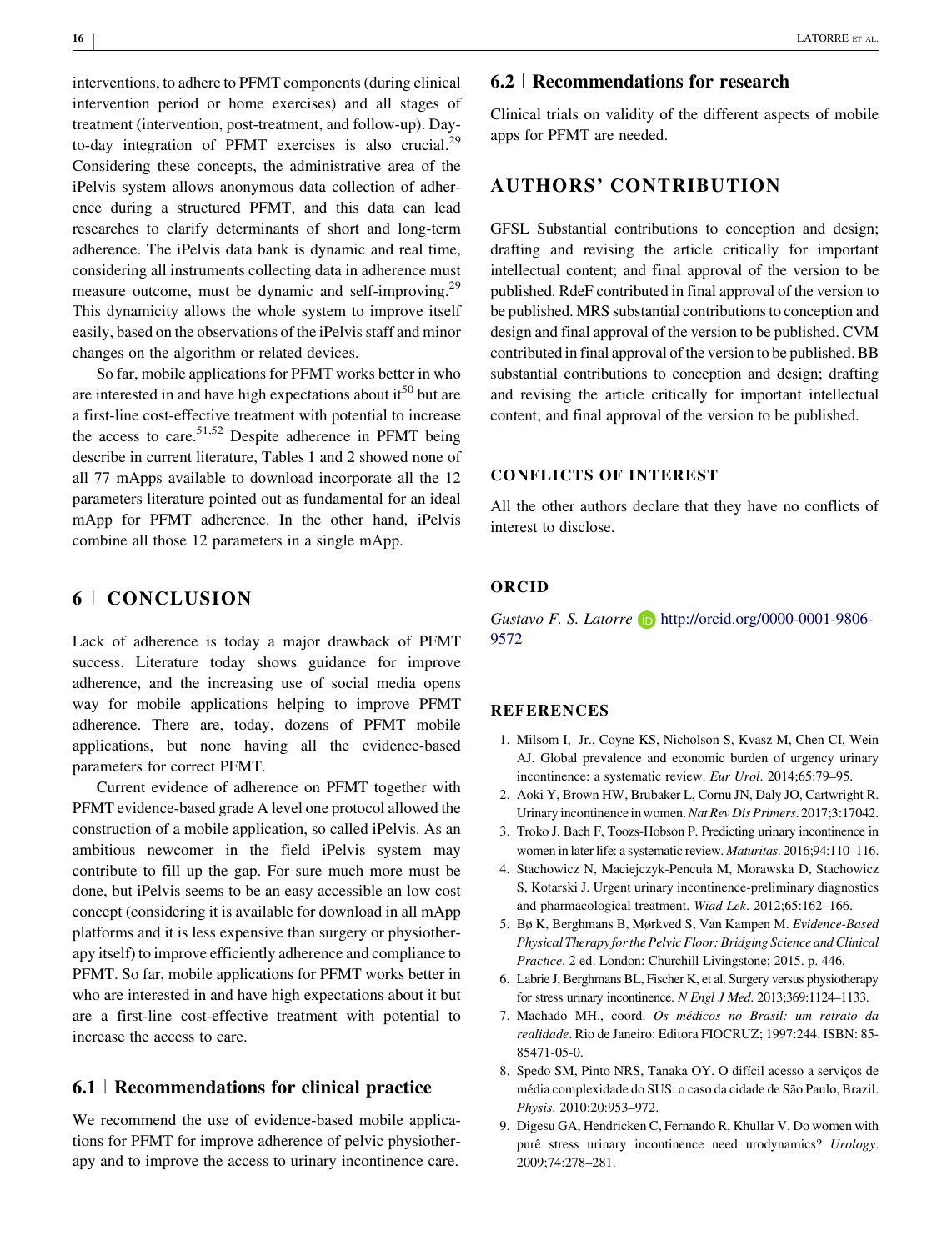interventions, to adhere to PFMT components (during clinical intervention period or home exercises) and all stages of treatment (intervention, post-treatment, and follow-up). Day-to-day integration of PFMT exercises is also crucial.[29] Considering these concepts, the administrative area of the iPelvis system allows anonymous data collection of adherence during a structured PFMT, and this data can lead researches to clarify determinants of short and long-term adherence. The iPelvis data bank is dynamic and real time, considering all instruments collecting data in adherence must measure outcome, must be dynamic and self-improving.[29] This dynamicity allows the whole system to improve itself easily, based on the observations of the iPelvis staff and minor changes on the algorithm or related devices.

So far, mobile applications for PFMT works better in who are interested in and have high expectations about it[50] but are a first-line cost-effective treatment with potential to increase the access to care.[51,52] Despite adherence in PFMT being describe in current literature, Tables 1 and 2 showed none of all 77 mApps available to download incorporate all the 12 parameters literature pointed out as fundamental for an ideal mApp for PFMT adherence. In the other hand, iPelvis combine all those 12 parameters in a single mApp.

## 6 | CONCLUSION

Lack of adherence is today a major drawback of PFMT success. Literature today shows guidance for improve adherence, and the increasing use of social media opens way for mobile applications helping to improve PFMT adherence. There are, today, dozens of PFMT mobile applications, but none having all the evidence-based parameters for correct PFMT.

Current evidence of adherence on PFMT together with PFMT evidence-based grade A level one protocol allowed the construction of a mobile application, so called iPelvis. As an ambitious newcomer in the field iPelvis system may contribute to fill up the gap. For sure much more must be done, but iPelvis seems to be an easy accessible an low cost concept (considering it is available for download in all mApp platforms and it is less expensive than surgery or physiotherapy itself) to improve efficiently adherence and compliance to PFMT. So far, mobile applications for PFMT works better in who are interested in and have high expectations about it but are a first-line cost-effective treatment with potential to increase the access to care.

### 6.1 | Recommendations for clinical practice

We recommend the use of evidence-based mobile applications for PFMT for improve adherence of pelvic physiotherapy and to improve the access to urinary incontinence care.

### 6.2 | Recommendations for research

Clinical trials on validity of the different aspects of mobile apps for PFMT are needed.

## AUTHORS' CONTRIBUTION

GFSL Substantial contributions to conception and design; drafting and revising the article critically for important intellectual content; and final approval of the version to be published. RdeF contributed in final approval of the version to be published. MRS substantial contributions to conception and design and final approval of the version to be published. CVM contributed in final approval of the version to be published. BB substantial contributions to conception and design; drafting and revising the article critically for important intellectual content; and final approval of the version to be published.

### CONFLICTS OF INTEREST

All the other authors declare that they have no conflicts of interest to disclose.

### ORCID

*Gustavo F. S. Latorre* http://orcid.org/0000-0001-9806-9572

### REFERENCES

1. Milsom I, Jr., Coyne KS, Nicholson S, Kvasz M, Chen CI, Wein AJ. Global prevalence and economic burden of urgency urinary incontinence: a systematic review. *Eur Urol*. 2014;65:79–95.
2. Aoki Y, Brown HW, Brubaker L, Cornu JN, Daly JO, Cartwright R. Urinary incontinence in women. *Nat Rev Dis Primers*. 2017;3:17042.
3. Troko J, Bach F, Toozs-Hobson P. Predicting urinary incontinence in women in later life: a systematic review. *Maturitas*. 2016;94:110–116.
4. Stachowicz N, Maciejczyk-Pencuła M, Morawska D, Stachowicz S, Kotarski J. Urgent urinary incontinence-preliminary diagnostics and pharmacological treatment. *Wiad Lek*. 2012;65:162–166.
5. Bø K, Berghmans B, Mørkved S, Van Kampen M. *Evidence-Based Physical Therapy for the Pelvic Floor: Bridging Science and Clinical Practice*. 2 ed. London: Churchill Livingstone; 2015. p. 446.
6. Labrie J, Berghmans BL, Fischer K, et al. Surgery versus physiotherapy for stress urinary incontinence. *N Engl J Med*. 2013;369:1124–1133.
7. Machado MH., coord. *Os médicos no Brasil: um retrato da realidade*. Rio de Janeiro: Editora FIOCRUZ; 1997:244. ISBN: 85-85471-05-0.
8. Spedo SM, Pinto NRS, Tanaka OY. O difícil acesso a serviços de média complexidade do SUS: o caso da cidade de São Paulo, Brazil. *Physis*. 2010;20:953–972.
9. Digesu GA, Hendricken C, Fernando R, Khullar V. Do women with purê stress urinary incontinence need urodynamics? *Urology*. 2009;74:278–281.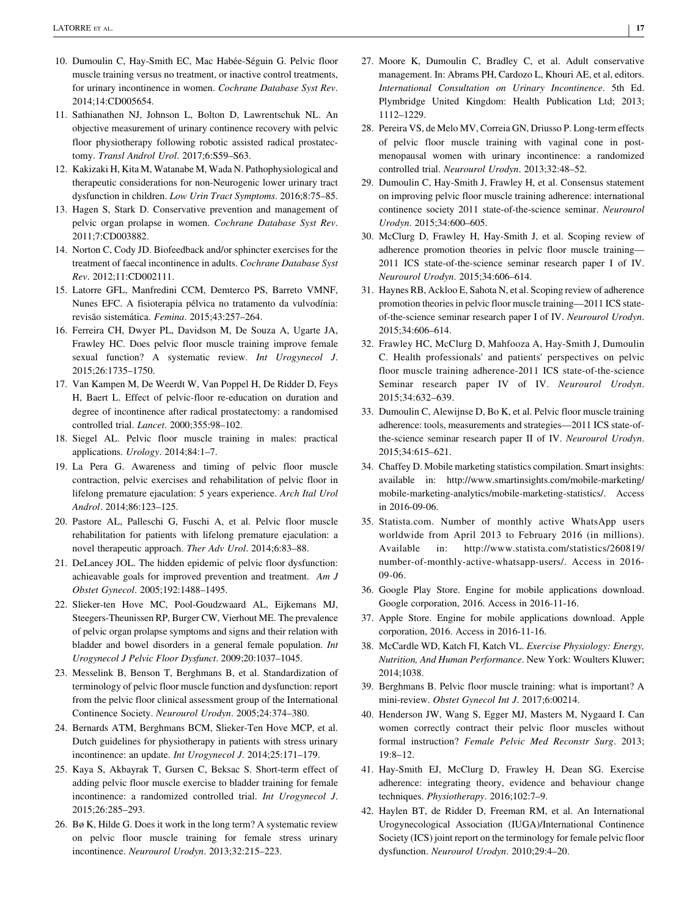10. Dumoulin C, Hay-Smith EC, Mac Habée-Séguin G. Pelvic floor muscle training versus no treatment, or inactive control treatments, for urinary incontinence in women. *Cochrane Database Syst Rev*. 2014;14:CD005654.
11. Sathianathen NJ, Johnson L, Bolton D, Lawrentschuk NL. An objective measurement of urinary continence recovery with pelvic floor physiotherapy following robotic assisted radical prostatectomy. *Transl Androl Urol*. 2017;6:S59–S63.
12. Kakizaki H, Kita M, Watanabe M, Wada N. Pathophysiological and therapeutic considerations for non-Neurogenic lower urinary tract dysfunction in children. *Low Urin Tract Symptoms*. 2016;8:75–85.
13. Hagen S, Stark D. Conservative prevention and management of pelvic organ prolapse in women. *Cochrane Database Syst Rev*. 2011;7:CD003882.
14. Norton C, Cody JD. Biofeedback and/or sphincter exercises for the treatment of faecal incontinence in adults. *Cochrane Database Syst Rev*. 2012;11:CD002111.
15. Latorre GFL, Manfredini CCM, Demterco PS, Barreto VMNF, Nunes EFC. A fisioterapia pélvica no tratamento da vulvodínia: revisão sistemática. *Femina*. 2015;43:257–264.
16. Ferreira CH, Dwyer PL, Davidson M, De Souza A, Ugarte JA, Frawley HC. Does pelvic floor muscle training improve female sexual function? A systematic review. *Int Urogynecol J*. 2015;26:1735–1750.
17. Van Kampen M, De Weerdt W, Van Poppel H, De Ridder D, Feys H, Baert L. Effect of pelvic-floor re-education on duration and degree of incontinence after radical prostatectomy: a randomised controlled trial. *Lancet*. 2000;355:98–102.
18. Siegel AL. Pelvic floor muscle training in males: practical applications. *Urology*. 2014;84:1–7.
19. La Pera G. Awareness and timing of pelvic floor muscle contraction, pelvic exercises and rehabilitation of pelvic floor in lifelong premature ejaculation: 5 years experience. *Arch Ital Urol Androl*. 2014;86:123–125.
20. Pastore AL, Palleschi G, Fuschi A, et al. Pelvic floor muscle rehabilitation for patients with lifelong premature ejaculation: a novel therapeutic approach. *Ther Adv Urol*. 2014;6:83–88.
21. DeLancey JOL. The hidden epidemic of pelvic floor dysfunction: achieavable goals for improved prevention and treatment. *Am J Obstet Gynecol*. 2005;192:1488–1495.
22. Slieker-ten Hove MC, Pool-Goudzwaard AL, Eijkemans MJ, Steegers-Theunissen RP, Burger CW, Vierhout ME. The prevalence of pelvic organ prolapse symptoms and signs and their relation with bladder and bowel disorders in a general female population. *Int Urogynecol J Pelvic Floor Dysfunct*. 2009;20:1037–1045.
23. Messelink B, Benson T, Berghmans B, et al. Standardization of terminology of pelvic floor muscle function and dysfunction: report from the pelvic floor clinical assessment group of the International Continence Society. *Neurourol Urodyn*. 2005;24:374–380.
24. Bernards ATM, Berghmans BCM, Slieker-Ten Hove MCP, et al. Dutch guidelines for physiotherapy in patients with stress urinary incontinence: an update. *Int Urogynecol J*. 2014;25:171–179.
25. Kaya S, Akbayrak T, Gursen C, Beksac S. Short-term effect of adding pelvic floor muscle exercise to bladder training for female incontinence: a randomized controlled trial. *Int Urogynecol J*. 2015;26:285–293.
26. Bø K, Hilde G. Does it work in the long term? A systematic review on pelvic floor muscle training for female stress urinary incontinence. *Neurourol Urodyn*. 2013;32:215–223.
27. Moore K, Dumoulin C, Bradley C, et al. Adult conservative management. In: Abrams PH, Cardozo L, Khouri AE, et al, editors. *International Consultation on Urinary Incontinence*. 5th Ed. Plymbridge United Kingdom: Health Publication Ltd; 2013; 1112–1229.
28. Pereira VS, de Melo MV, Correia GN, Driusso P. Long-term effects of pelvic floor muscle training with vaginal cone in post-menopausal women with urinary incontinence: a randomized controlled trial. *Neurourol Urodyn*. 2013;32:48–52.
29. Dumoulin C, Hay-Smith J, Frawley H, et al. Consensus statement on improving pelvic floor muscle training adherence: international continence society 2011 state-of-the-science seminar. *Neurourol Urodyn*. 2015;34:600–605.
30. McClurg D, Frawley H, Hay-Smith J, et al. Scoping review of adherence promotion theories in pelvic floor muscle training—2011 ICS state-of-the-science seminar research paper I of IV. *Neurourol Urodyn*. 2015;34:606–614.
31. Haynes RB, Ackloo E, Sahota N, et al. Scoping review of adherence promotion theories in pelvic floor muscle training—2011 ICS state-of-the-science seminar research paper I of IV. *Neurourol Urodyn*. 2015;34:606–614.
32. Frawley HC, McClurg D, Mahfooza A, Hay-Smith J, Dumoulin C. Health professionals' and patients' perspectives on pelvic floor muscle training adherence-2011 ICS state-of-the-science Seminar research paper IV of IV. *Neurourol Urodyn*. 2015;34:632–639.
33. Dumoulin C, Alewijnse D, Bo K, et al. Pelvic floor muscle training adherence: tools, measurements and strategies—2011 ICS state-of-the-science seminar research paper II of IV. *Neurourol Urodyn*. 2015;34:615–621.
34. Chaffey D. Mobile marketing statistics compilation. Smart insights: available in: http://www.smartinsights.com/mobile-marketing/mobile-marketing-analytics/mobile-marketing-statistics/. Access in 2016-09-06.
35. Statista.com. Number of monthly active WhatsApp users worldwide from April 2013 to February 2016 (in millions). Available in: http://www.statista.com/statistics/260819/number-of-monthly-active-whatsapp-users/. Access in 2016-09-06.
36. Google Play Store. Engine for mobile applications download. Google corporation, 2016. Access in 2016-11-16.
37. Apple Store. Engine for mobile applications download. Apple corporation, 2016. Access in 2016-11-16.
38. McCardle WD, Katch FI, Katch VL. *Exercise Physiology: Energy, Nutrition, And Human Performance*. New York: Woulters Kluwer; 2014;1038.
39. Berghmans B. Pelvic floor muscle training: what is important? A mini-review. *Obstet Gynecol Int J*. 2017;6:00214.
40. Henderson JW, Wang S, Egger MJ, Masters M, Nygaard I. Can women correctly contract their pelvic floor muscles without formal instruction? *Female Pelvic Med Reconstr Surg*. 2013; 19:8–12.
41. Hay-Smith EJ, McClurg D, Frawley H, Dean SG. Exercise adherence: integrating theory, evidence and behaviour change techniques. *Physiotherapy*. 2016;102:7–9.
42. Haylen BT, de Ridder D, Freeman RM, et al. An International Urogynecological Association (IUGA)/International Continence Society (ICS) joint report on the terminology for female pelvic floor dysfunction. *Neurourol Urodyn*. 2010;29:4–20.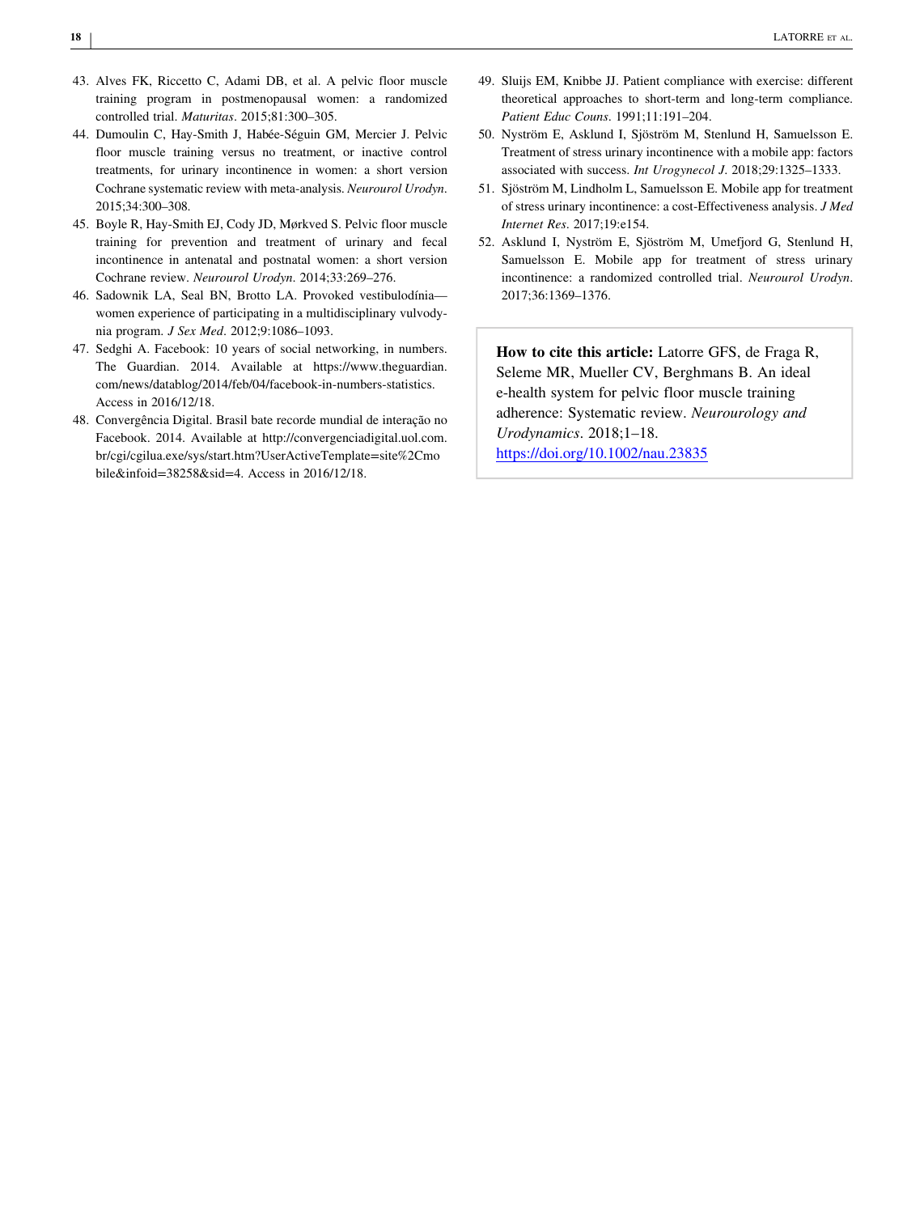43. Alves FK, Riccetto C, Adami DB, et al. A pelvic floor muscle training program in postmenopausal women: a randomized controlled trial. *Maturitas*. 2015;81:300–305.
44. Dumoulin C, Hay-Smith J, Habée-Séguin GM, Mercier J. Pelvic floor muscle training versus no treatment, or inactive control treatments, for urinary incontinence in women: a short version Cochrane systematic review with meta-analysis. *Neurourol Urodyn*. 2015;34:300–308.
45. Boyle R, Hay-Smith EJ, Cody JD, Mørkved S. Pelvic floor muscle training for prevention and treatment of urinary and fecal incontinence in antenatal and postnatal women: a short version Cochrane review. *Neurourol Urodyn*. 2014;33:269–276.
46. Sadownik LA, Seal BN, Brotto LA. Provoked vestibulodínia—women experience of participating in a multidisciplinary vulvodynia program. *J Sex Med*. 2012;9:1086–1093.
47. Sedghi A. Facebook: 10 years of social networking, in numbers. The Guardian. 2014. Available at https://www.theguardian.com/news/datablog/2014/feb/04/facebook-in-numbers-statistics. Access in 2016/12/18.
48. Convergência Digital. Brasil bate recorde mundial de interação no Facebook. 2014. Available at http://convergenciadigital.uol.com.br/cgi/cgilua.exe/sys/start.htm?UserActiveTemplate=site%2Cmobile&infoid=38258&sid=4. Access in 2016/12/18.
49. Sluijs EM, Knibbe JJ. Patient compliance with exercise: different theoretical approaches to short-term and long-term compliance. *Patient Educ Couns*. 1991;11:191–204.
50. Nyström E, Asklund I, Sjöström M, Stenlund H, Samuelsson E. Treatment of stress urinary incontinence with a mobile app: factors associated with success. *Int Urogynecol J*. 2018;29:1325–1333.
51. Sjöström M, Lindholm L, Samuelsson E. Mobile app for treatment of stress urinary incontinence: a cost-Effectiveness analysis. *J Med Internet Res*. 2017;19:e154.
52. Asklund I, Nyström E, Sjöström M, Umefjord G, Stenlund H, Samuelsson E. Mobile app for treatment of stress urinary incontinence: a randomized controlled trial. *Neurourol Urodyn*. 2017;36:1369–1376.

**How to cite this article:** Latorre GFS, de Fraga R, Seleme MR, Mueller CV, Berghmans B. An ideal e-health system for pelvic floor muscle training adherence: Systematic review. *Neurourology and Urodynamics*. 2018;1–18. https://doi.org/10.1002/nau.23835